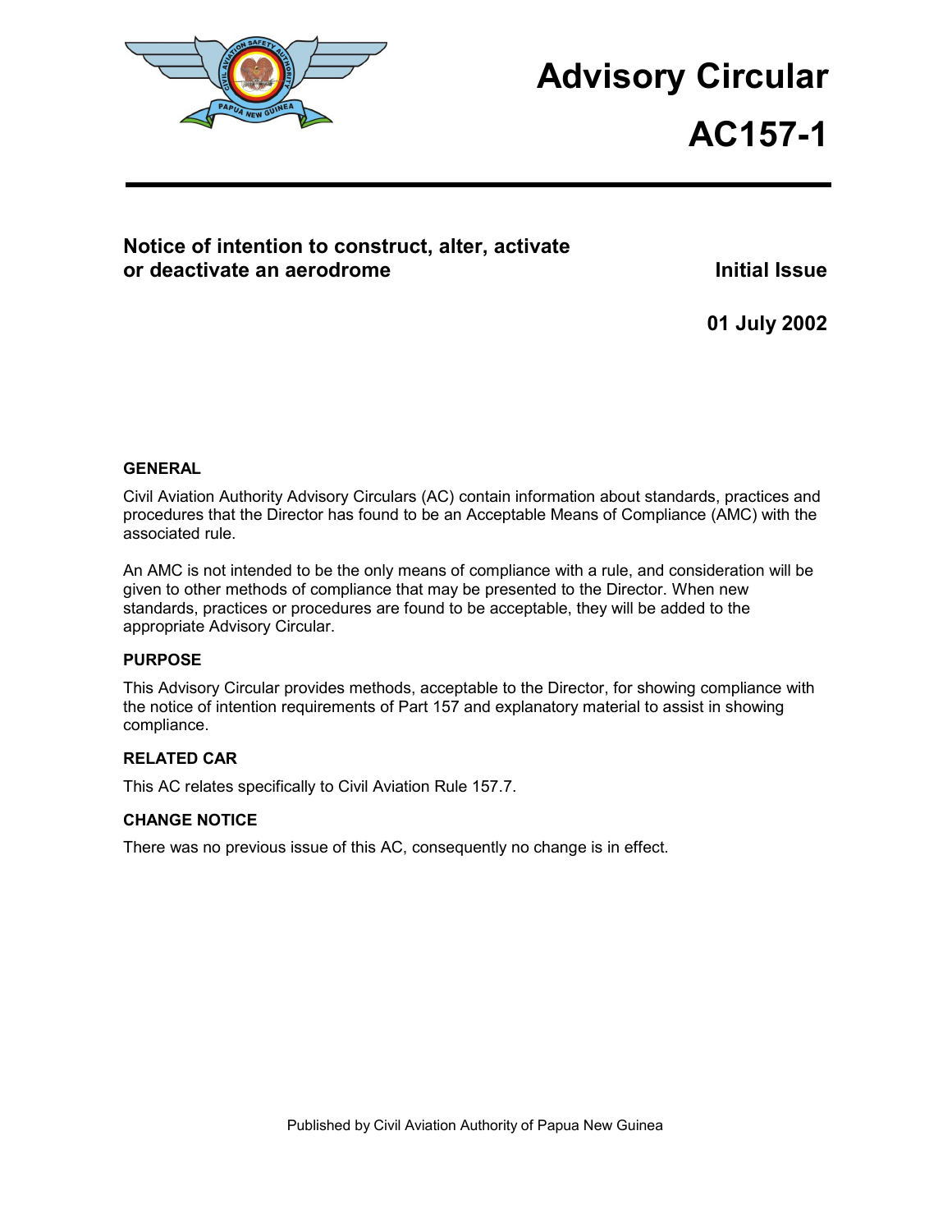# Advisory Circular

# AC157-1

## Notice of intention to construct, alter, activate or deactivate an aerodrome

**Initial Issue**

**01 July 2002**

### GENERAL

Civil Aviation Authority Advisory Circulars (AC) contain information about standards, practices and procedures that the Director has found to be an Acceptable Means of Compliance (AMC) with the associated rule.

An AMC is not intended to be the only means of compliance with a rule, and consideration will be given to other methods of compliance that may be presented to the Director. When new standards, practices or procedures are found to be acceptable, they will be added to the appropriate Advisory Circular.

### PURPOSE

This Advisory Circular provides methods, acceptable to the Director, for showing compliance with the notice of intention requirements of Part 157 and explanatory material to assist in showing compliance.

### RELATED CAR

This AC relates specifically to Civil Aviation Rule 157.7.

### CHANGE NOTICE

There was no previous issue of this AC, consequently no change is in effect.

Published by Civil Aviation Authority of Papua New Guinea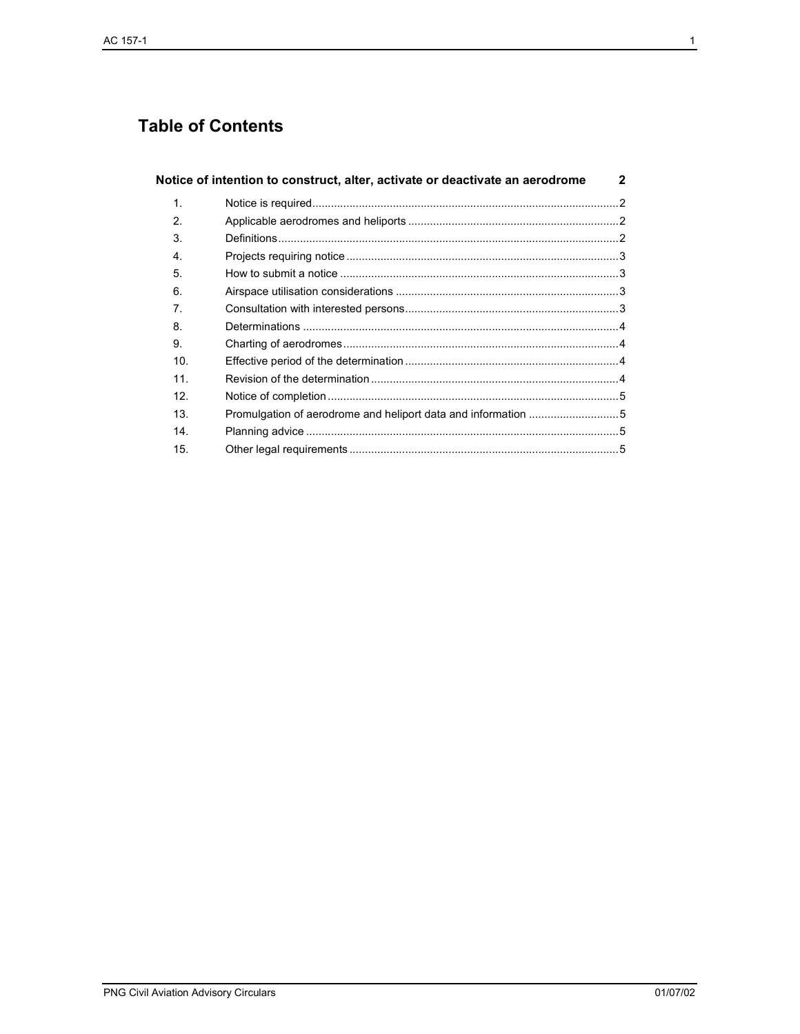# Table of Contents

**Notice of intention to construct, alter, activate or deactivate an aerodrome 2**

| | | |
|---|---|---|
| 1. | Notice is required | 2 |
| 2. | Applicable aerodromes and heliports | 2 |
| 3. | Definitions | 2 |
| 4. | Projects requiring notice | 3 |
| 5. | How to submit a notice | 3 |
| 6. | Airspace utilisation considerations | 3 |
| 7. | Consultation with interested persons | 3 |
| 8. | Determinations | 4 |
| 9. | Charting of aerodromes | 4 |
| 10. | Effective period of the determination | 4 |
| 11. | Revision of the determination | 4 |
| 12. | Notice of completion | 5 |
| 13. | Promulgation of aerodrome and heliport data and information | 5 |
| 14. | Planning advice | 5 |
| 15. | Other legal requirements | 5 |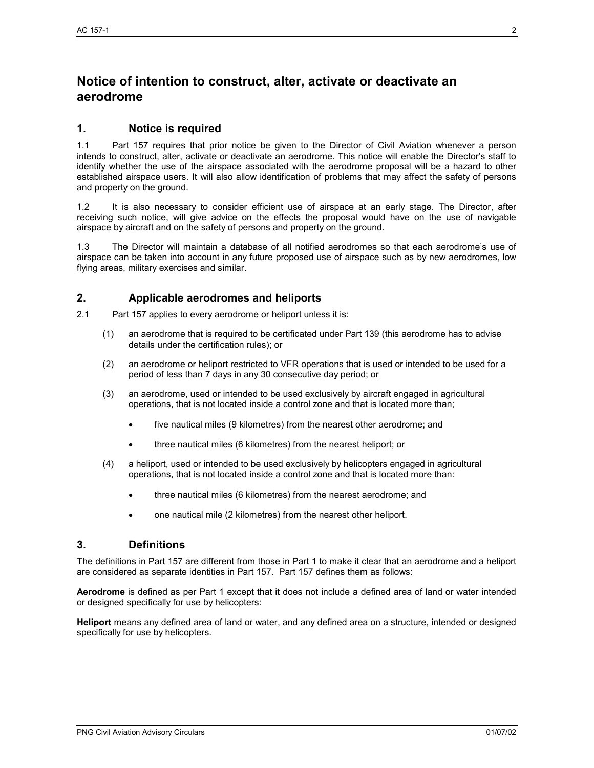# Notice of intention to construct, alter, activate or deactivate an aerodrome

## 1. Notice is required

1.1 Part 157 requires that prior notice be given to the Director of Civil Aviation whenever a person intends to construct, alter, activate or deactivate an aerodrome. This notice will enable the Director's staff to identify whether the use of the airspace associated with the aerodrome proposal will be a hazard to other established airspace users. It will also allow identification of problems that may affect the safety of persons and property on the ground.

1.2 It is also necessary to consider efficient use of airspace at an early stage. The Director, after receiving such notice, will give advice on the effects the proposal would have on the use of navigable airspace by aircraft and on the safety of persons and property on the ground.

1.3 The Director will maintain a database of all notified aerodromes so that each aerodrome's use of airspace can be taken into account in any future proposed use of airspace such as by new aerodromes, low flying areas, military exercises and similar.

## 2. Applicable aerodromes and heliports

2.1 Part 157 applies to every aerodrome or heliport unless it is:

(1) an aerodrome that is required to be certificated under Part 139 (this aerodrome has to advise details under the certification rules); or

(2) an aerodrome or heliport restricted to VFR operations that is used or intended to be used for a period of less than 7 days in any 30 consecutive day period; or

(3) an aerodrome, used or intended to be used exclusively by aircraft engaged in agricultural operations, that is not located inside a control zone and that is located more than;

- five nautical miles (9 kilometres) from the nearest other aerodrome; and
- three nautical miles (6 kilometres) from the nearest heliport; or

(4) a heliport, used or intended to be used exclusively by helicopters engaged in agricultural operations, that is not located inside a control zone and that is located more than:

- three nautical miles (6 kilometres) from the nearest aerodrome; and
- one nautical mile (2 kilometres) from the nearest other heliport.

## 3. Definitions

The definitions in Part 157 are different from those in Part 1 to make it clear that an aerodrome and a heliport are considered as separate identities in Part 157. Part 157 defines them as follows:

**Aerodrome** is defined as per Part 1 except that it does not include a defined area of land or water intended or designed specifically for use by helicopters:

**Heliport** means any defined area of land or water, and any defined area on a structure, intended or designed specifically for use by helicopters.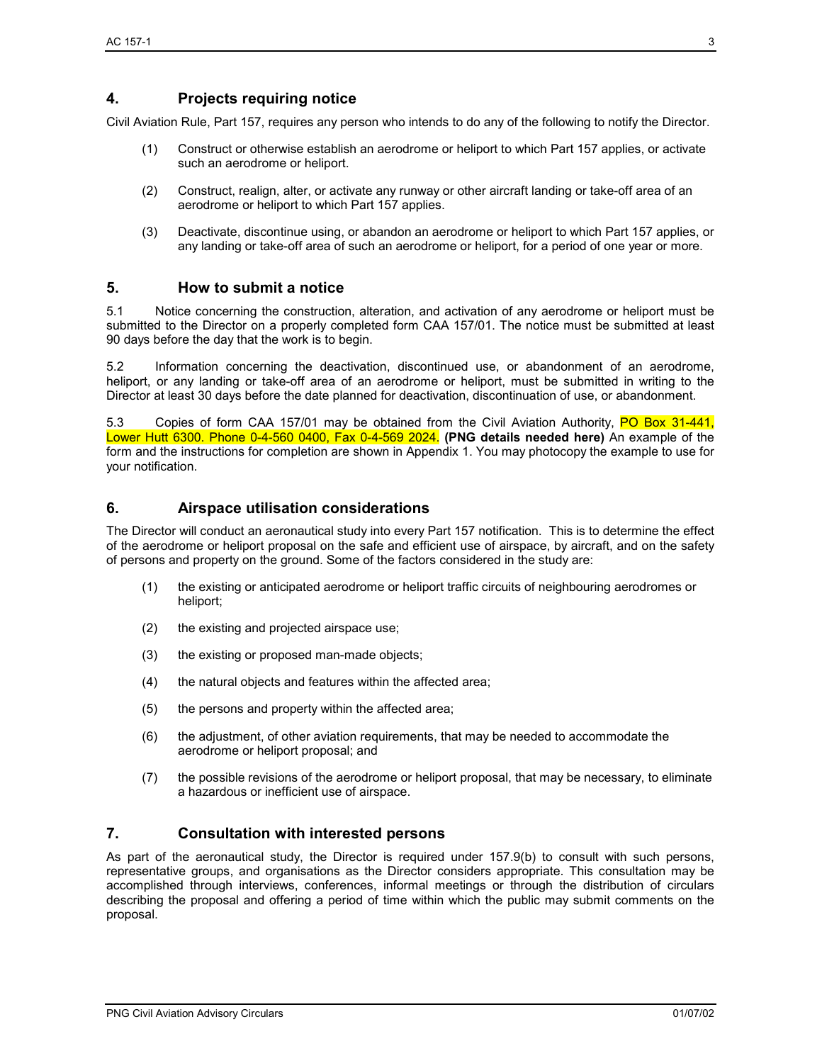## 4. Projects requiring notice

Civil Aviation Rule, Part 157, requires any person who intends to do any of the following to notify the Director.

(1) Construct or otherwise establish an aerodrome or heliport to which Part 157 applies, or activate such an aerodrome or heliport.

(2) Construct, realign, alter, or activate any runway or other aircraft landing or take-off area of an aerodrome or heliport to which Part 157 applies.

(3) Deactivate, discontinue using, or abandon an aerodrome or heliport to which Part 157 applies, or any landing or take-off area of such an aerodrome or heliport, for a period of one year or more.

## 5. How to submit a notice

5.1 Notice concerning the construction, alteration, and activation of any aerodrome or heliport must be submitted to the Director on a properly completed form CAA 157/01. The notice must be submitted at least 90 days before the day that the work is to begin.

5.2 Information concerning the deactivation, discontinued use, or abandonment of an aerodrome, heliport, or any landing or take-off area of an aerodrome or heliport, must be submitted in writing to the Director at least 30 days before the date planned for deactivation, discontinuation of use, or abandonment.

5.3 Copies of form CAA 157/01 may be obtained from the Civil Aviation Authority, PO Box 31-441, Lower Hutt 6300. Phone 0-4-560 0400, Fax 0-4-569 2024. **(PNG details needed here)** An example of the form and the instructions for completion are shown in Appendix 1. You may photocopy the example to use for your notification.

## 6. Airspace utilisation considerations

The Director will conduct an aeronautical study into every Part 157 notification. This is to determine the effect of the aerodrome or heliport proposal on the safe and efficient use of airspace, by aircraft, and on the safety of persons and property on the ground. Some of the factors considered in the study are:

(1) the existing or anticipated aerodrome or heliport traffic circuits of neighbouring aerodromes or heliport;

(2) the existing and projected airspace use;

(3) the existing or proposed man-made objects;

(4) the natural objects and features within the affected area;

(5) the persons and property within the affected area;

(6) the adjustment, of other aviation requirements, that may be needed to accommodate the aerodrome or heliport proposal; and

(7) the possible revisions of the aerodrome or heliport proposal, that may be necessary, to eliminate a hazardous or inefficient use of airspace.

## 7. Consultation with interested persons

As part of the aeronautical study, the Director is required under 157.9(b) to consult with such persons, representative groups, and organisations as the Director considers appropriate. This consultation may be accomplished through interviews, conferences, informal meetings or through the distribution of circulars describing the proposal and offering a period of time within which the public may submit comments on the proposal.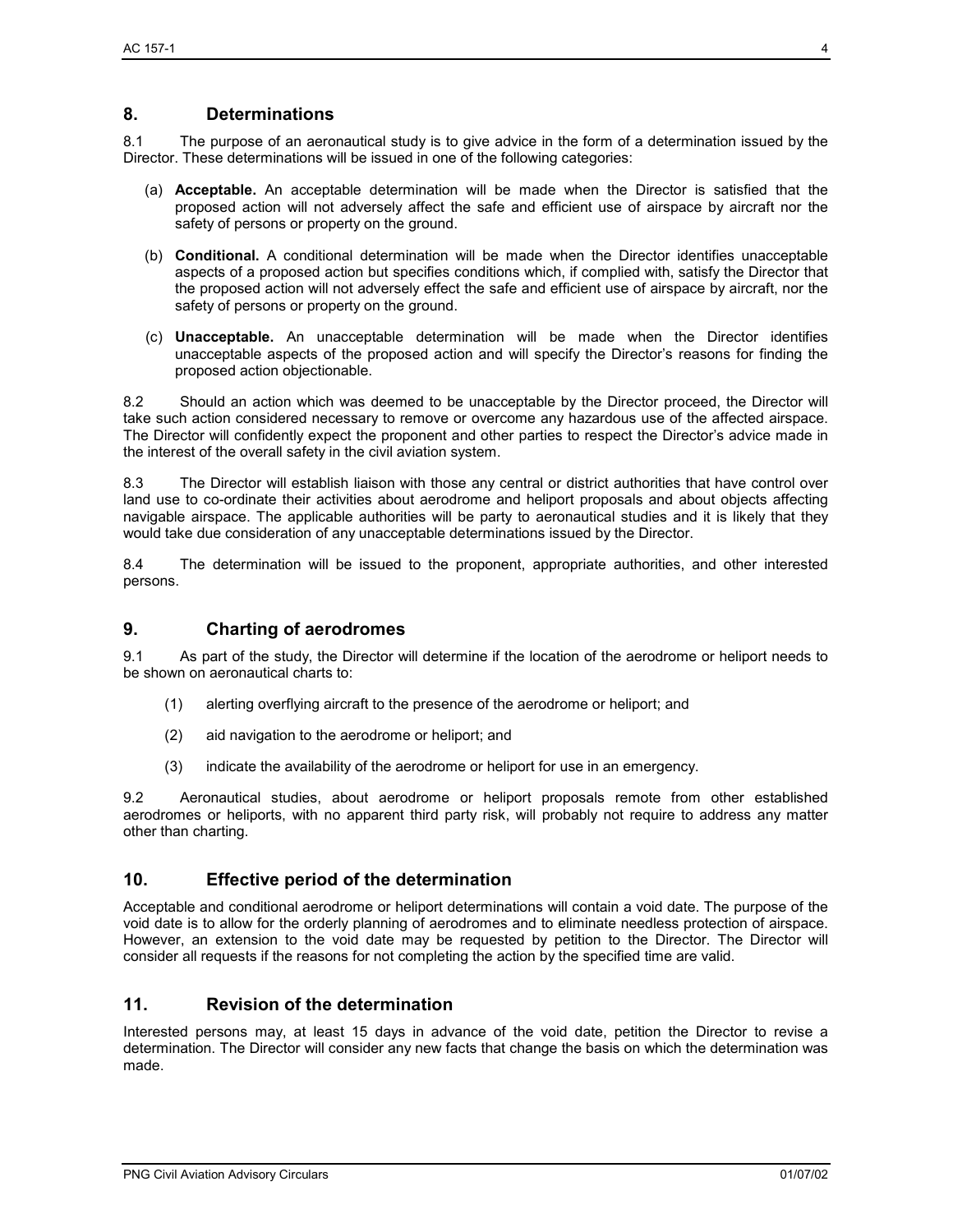## 8. Determinations

8.1 The purpose of an aeronautical study is to give advice in the form of a determination issued by the Director. These determinations will be issued in one of the following categories:

(a) **Acceptable.** An acceptable determination will be made when the Director is satisfied that the proposed action will not adversely affect the safe and efficient use of airspace by aircraft nor the safety of persons or property on the ground.

(b) **Conditional.** A conditional determination will be made when the Director identifies unacceptable aspects of a proposed action but specifies conditions which, if complied with, satisfy the Director that the proposed action will not adversely effect the safe and efficient use of airspace by aircraft, nor the safety of persons or property on the ground.

(c) **Unacceptable.** An unacceptable determination will be made when the Director identifies unacceptable aspects of the proposed action and will specify the Director's reasons for finding the proposed action objectionable.

8.2 Should an action which was deemed to be unacceptable by the Director proceed, the Director will take such action considered necessary to remove or overcome any hazardous use of the affected airspace. The Director will confidently expect the proponent and other parties to respect the Director's advice made in the interest of the overall safety in the civil aviation system.

8.3 The Director will establish liaison with those any central or district authorities that have control over land use to co-ordinate their activities about aerodrome and heliport proposals and about objects affecting navigable airspace. The applicable authorities will be party to aeronautical studies and it is likely that they would take due consideration of any unacceptable determinations issued by the Director.

8.4 The determination will be issued to the proponent, appropriate authorities, and other interested persons.

## 9. Charting of aerodromes

9.1 As part of the study, the Director will determine if the location of the aerodrome or heliport needs to be shown on aeronautical charts to:

(1) alerting overflying aircraft to the presence of the aerodrome or heliport; and

(2) aid navigation to the aerodrome or heliport; and

(3) indicate the availability of the aerodrome or heliport for use in an emergency.

9.2 Aeronautical studies, about aerodrome or heliport proposals remote from other established aerodromes or heliports, with no apparent third party risk, will probably not require to address any matter other than charting.

## 10. Effective period of the determination

Acceptable and conditional aerodrome or heliport determinations will contain a void date. The purpose of the void date is to allow for the orderly planning of aerodromes and to eliminate needless protection of airspace. However, an extension to the void date may be requested by petition to the Director. The Director will consider all requests if the reasons for not completing the action by the specified time are valid.

## 11. Revision of the determination

Interested persons may, at least 15 days in advance of the void date, petition the Director to revise a determination. The Director will consider any new facts that change the basis on which the determination was made.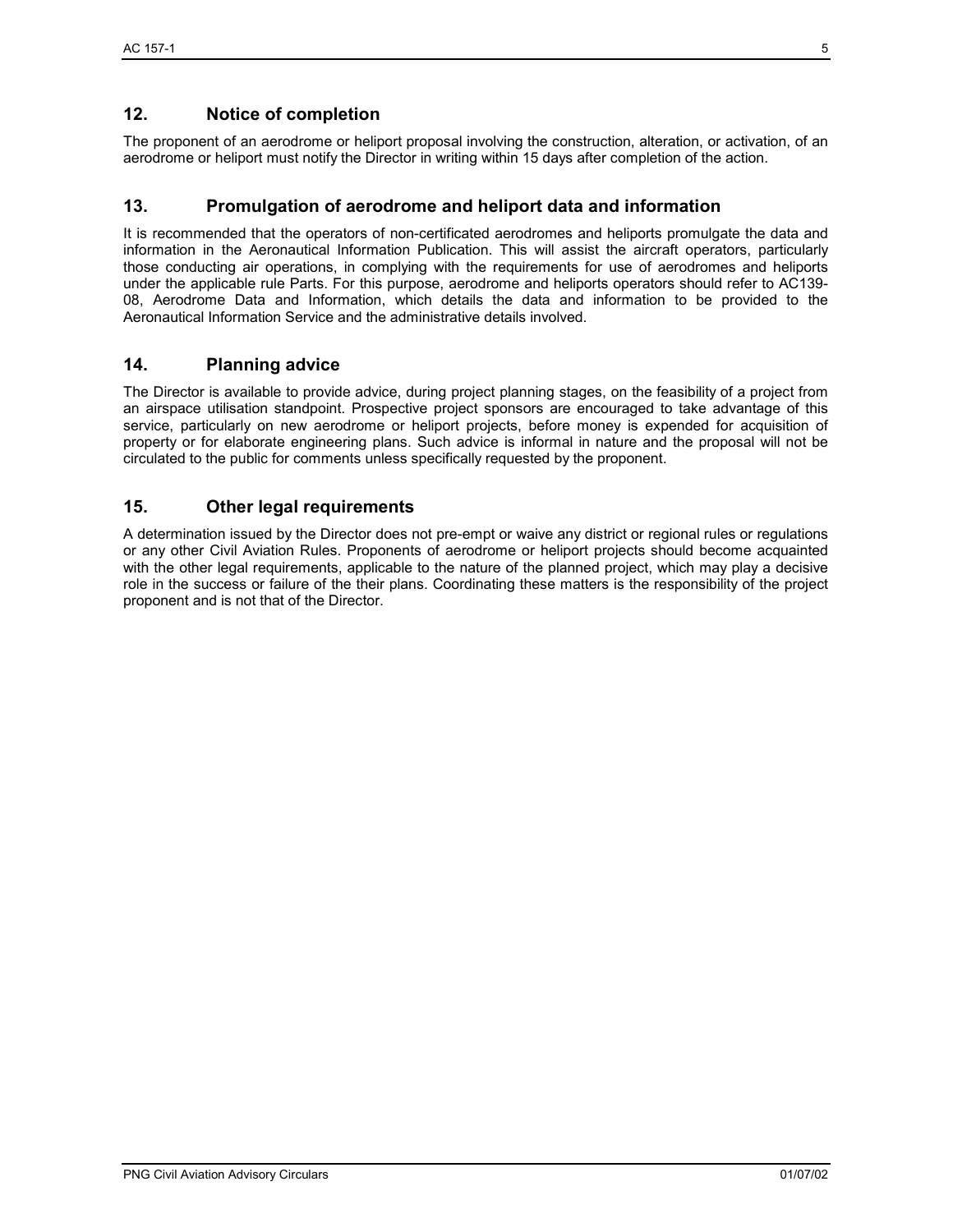## 12. Notice of completion

The proponent of an aerodrome or heliport proposal involving the construction, alteration, or activation, of an aerodrome or heliport must notify the Director in writing within 15 days after completion of the action.

## 13. Promulgation of aerodrome and heliport data and information

It is recommended that the operators of non-certificated aerodromes and heliports promulgate the data and information in the Aeronautical Information Publication. This will assist the aircraft operators, particularly those conducting air operations, in complying with the requirements for use of aerodromes and heliports under the applicable rule Parts. For this purpose, aerodrome and heliports operators should refer to AC139-08, Aerodrome Data and Information, which details the data and information to be provided to the Aeronautical Information Service and the administrative details involved.

## 14. Planning advice

The Director is available to provide advice, during project planning stages, on the feasibility of a project from an airspace utilisation standpoint. Prospective project sponsors are encouraged to take advantage of this service, particularly on new aerodrome or heliport projects, before money is expended for acquisition of property or for elaborate engineering plans. Such advice is informal in nature and the proposal will not be circulated to the public for comments unless specifically requested by the proponent.

## 15. Other legal requirements

A determination issued by the Director does not pre-empt or waive any district or regional rules or regulations or any other Civil Aviation Rules. Proponents of aerodrome or heliport projects should become acquainted with the other legal requirements, applicable to the nature of the planned project, which may play a decisive role in the success or failure of the their plans. Coordinating these matters is the responsibility of the project proponent and is not that of the Director.